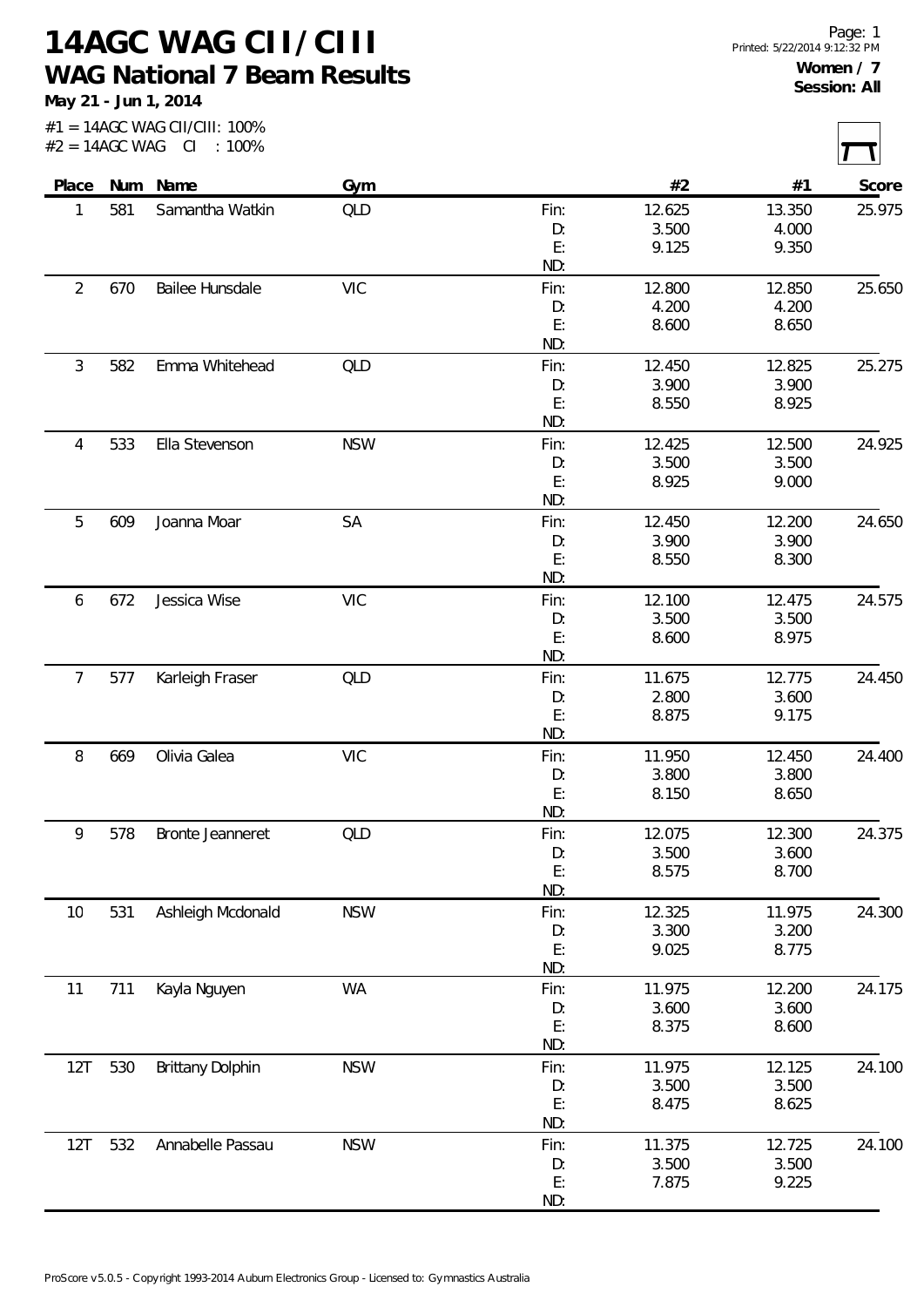# 14AGC WAG CII/CIII

## WAG National 7 Beam Results

**May 21 - Jun 1, 2014**

**Women / 7**
**Session: All**

#1 = 14AGC WAG CII/CIII: 100%
#2 = 14AGC WAG CI : 100%

| Place | Num | Name | Gym | | #2 | #1 | Score |
|---|---|---|---|---|---|---|---|
| 1 | 581 | Samantha Watkin | QLD | Fin: | 12.625 | 13.350 | 25.975 |
| | | | | D: | 3.500 | 4.000 | |
| | | | | E: | 9.125 | 9.350 | |
| | | | | ND: | | | |
| 2 | 670 | Bailee Hunsdale | VIC | Fin: | 12.800 | 12.850 | 25.650 |
| | | | | D: | 4.200 | 4.200 | |
| | | | | E: | 8.600 | 8.650 | |
| | | | | ND: | | | |
| 3 | 582 | Emma Whitehead | QLD | Fin: | 12.450 | 12.825 | 25.275 |
| | | | | D: | 3.900 | 3.900 | |
| | | | | E: | 8.550 | 8.925 | |
| | | | | ND: | | | |
| 4 | 533 | Ella Stevenson | NSW | Fin: | 12.425 | 12.500 | 24.925 |
| | | | | D: | 3.500 | 3.500 | |
| | | | | E: | 8.925 | 9.000 | |
| | | | | ND: | | | |
| 5 | 609 | Joanna Moar | SA | Fin: | 12.450 | 12.200 | 24.650 |
| | | | | D: | 3.900 | 3.900 | |
| | | | | E: | 8.550 | 8.300 | |
| | | | | ND: | | | |
| 6 | 672 | Jessica Wise | VIC | Fin: | 12.100 | 12.475 | 24.575 |
| | | | | D: | 3.500 | 3.500 | |
| | | | | E: | 8.600 | 8.975 | |
| | | | | ND: | | | |
| 7 | 577 | Karleigh Fraser | QLD | Fin: | 11.675 | 12.775 | 24.450 |
| | | | | D: | 2.800 | 3.600 | |
| | | | | E: | 8.875 | 9.175 | |
| | | | | ND: | | | |
| 8 | 669 | Olivia Galea | VIC | Fin: | 11.950 | 12.450 | 24.400 |
| | | | | D: | 3.800 | 3.800 | |
| | | | | E: | 8.150 | 8.650 | |
| | | | | ND: | | | |
| 9 | 578 | Bronte Jeanneret | QLD | Fin: | 12.075 | 12.300 | 24.375 |
| | | | | D: | 3.500 | 3.600 | |
| | | | | E: | 8.575 | 8.700 | |
| | | | | ND: | | | |
| 10 | 531 | Ashleigh Mcdonald | NSW | Fin: | 12.325 | 11.975 | 24.300 |
| | | | | D: | 3.300 | 3.200 | |
| | | | | E: | 9.025 | 8.775 | |
| | | | | ND: | | | |
| 11 | 711 | Kayla Nguyen | WA | Fin: | 11.975 | 12.200 | 24.175 |
| | | | | D: | 3.600 | 3.600 | |
| | | | | E: | 8.375 | 8.600 | |
| | | | | ND: | | | |
| 12T | 530 | Brittany Dolphin | NSW | Fin: | 11.975 | 12.125 | 24.100 |
| | | | | D: | 3.500 | 3.500 | |
| | | | | E: | 8.475 | 8.625 | |
| | | | | ND: | | | |
| 12T | 532 | Annabelle Passau | NSW | Fin: | 11.375 | 12.725 | 24.100 |
| | | | | D: | 3.500 | 3.500 | |
| | | | | E: | 7.875 | 9.225 | |
| | | | | ND: | | | |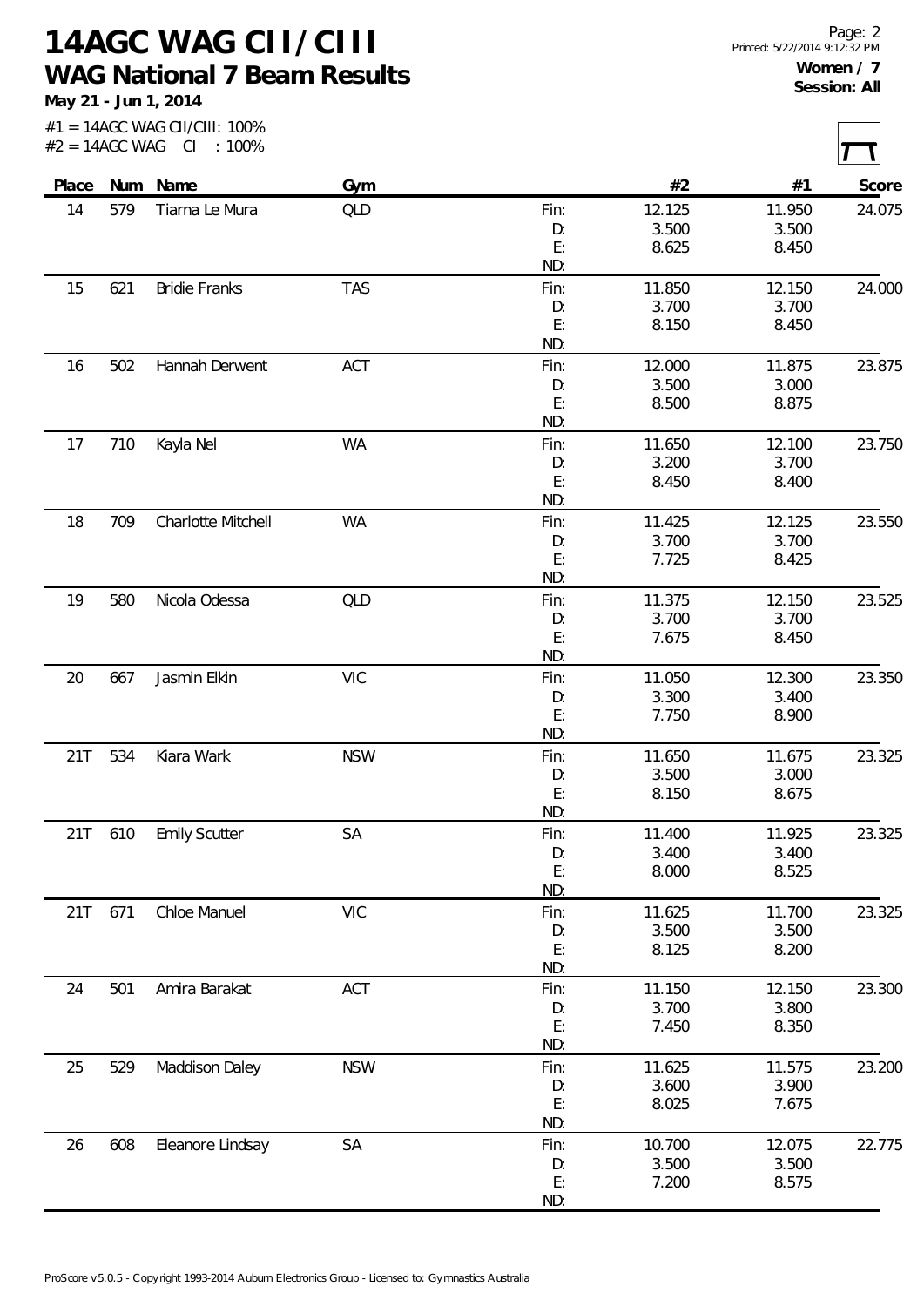# 14AGC WAG CII/CIII

## WAG National 7 Beam Results

**May 21 - Jun 1, 2014**

#1 = 14AGC WAG CII/CIII: 100%
#2 = 14AGC WAG CI : 100%

**Women / 7**
**Session: All**

| Place | Num | Name | Gym | | #2 | #1 | Score |
|---|---|---|---|---|---|---|---|
| 14 | 579 | Tiarna Le Mura | QLD | Fin: | 12.125 | 11.950 | 24.075 |
| | | | | D: | 3.500 | 3.500 | |
| | | | | E: | 8.625 | 8.450 | |
| | | | | ND: | | | |
| 15 | 621 | Bridie Franks | TAS | Fin: | 11.850 | 12.150 | 24.000 |
| | | | | D: | 3.700 | 3.700 | |
| | | | | E: | 8.150 | 8.450 | |
| | | | | ND: | | | |
| 16 | 502 | Hannah Derwent | ACT | Fin: | 12.000 | 11.875 | 23.875 |
| | | | | D: | 3.500 | 3.000 | |
| | | | | E: | 8.500 | 8.875 | |
| | | | | ND: | | | |
| 17 | 710 | Kayla Nel | WA | Fin: | 11.650 | 12.100 | 23.750 |
| | | | | D: | 3.200 | 3.700 | |
| | | | | E: | 8.450 | 8.400 | |
| | | | | ND: | | | |
| 18 | 709 | Charlotte Mitchell | WA | Fin: | 11.425 | 12.125 | 23.550 |
| | | | | D: | 3.700 | 3.700 | |
| | | | | E: | 7.725 | 8.425 | |
| | | | | ND: | | | |
| 19 | 580 | Nicola Odessa | QLD | Fin: | 11.375 | 12.150 | 23.525 |
| | | | | D: | 3.700 | 3.700 | |
| | | | | E: | 7.675 | 8.450 | |
| | | | | ND: | | | |
| 20 | 667 | Jasmin Elkin | VIC | Fin: | 11.050 | 12.300 | 23.350 |
| | | | | D: | 3.300 | 3.400 | |
| | | | | E: | 7.750 | 8.900 | |
| | | | | ND: | | | |
| 21T | 534 | Kiara Wark | NSW | Fin: | 11.650 | 11.675 | 23.325 |
| | | | | D: | 3.500 | 3.000 | |
| | | | | E: | 8.150 | 8.675 | |
| | | | | ND: | | | |
| 21T | 610 | Emily Scutter | SA | Fin: | 11.400 | 11.925 | 23.325 |
| | | | | D: | 3.400 | 3.400 | |
| | | | | E: | 8.000 | 8.525 | |
| | | | | ND: | | | |
| 21T | 671 | Chloe Manuel | VIC | Fin: | 11.625 | 11.700 | 23.325 |
| | | | | D: | 3.500 | 3.500 | |
| | | | | E: | 8.125 | 8.200 | |
| | | | | ND: | | | |
| 24 | 501 | Amira Barakat | ACT | Fin: | 11.150 | 12.150 | 23.300 |
| | | | | D: | 3.700 | 3.800 | |
| | | | | E: | 7.450 | 8.350 | |
| | | | | ND: | | | |
| 25 | 529 | Maddison Daley | NSW | Fin: | 11.625 | 11.575 | 23.200 |
| | | | | D: | 3.600 | 3.900 | |
| | | | | E: | 8.025 | 7.675 | |
| | | | | ND: | | | |
| 26 | 608 | Eleanore Lindsay | SA | Fin: | 10.700 | 12.075 | 22.775 |
| | | | | D: | 3.500 | 3.500 | |
| | | | | E: | 7.200 | 8.575 | |
| | | | | ND: | | | |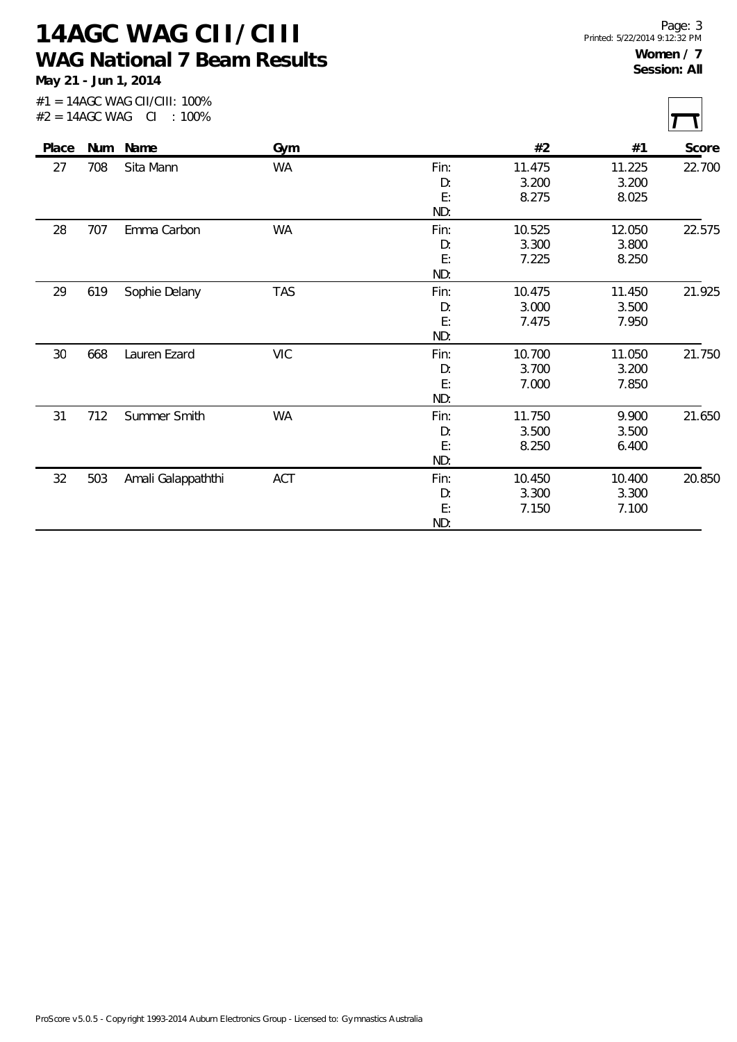# 14AGC WAG CII/CIII

## WAG National 7 Beam Results

**May 21 - Jun 1, 2014**

#1 = 14AGC WAG CII/CIII: 100%
#2 = 14AGC WAG CI : 100%

**Women / 7**
**Session: All**

| Place | Num | Name | Gym | | #2 | #1 | Score |
|---|---|---|---|---|---|---|---|
| 27 | 708 | Sita Mann | WA | Fin: | 11.475 | 11.225 | 22.700 |
| | | | | D: | 3.200 | 3.200 | |
| | | | | E: | 8.275 | 8.025 | |
| | | | | ND: | | | |
| 28 | 707 | Emma Carbon | WA | Fin: | 10.525 | 12.050 | 22.575 |
| | | | | D: | 3.300 | 3.800 | |
| | | | | E: | 7.225 | 8.250 | |
| | | | | ND: | | | |
| 29 | 619 | Sophie Delany | TAS | Fin: | 10.475 | 11.450 | 21.925 |
| | | | | D: | 3.000 | 3.500 | |
| | | | | E: | 7.475 | 7.950 | |
| | | | | ND: | | | |
| 30 | 668 | Lauren Ezard | VIC | Fin: | 10.700 | 11.050 | 21.750 |
| | | | | D: | 3.700 | 3.200 | |
| | | | | E: | 7.000 | 7.850 | |
| | | | | ND: | | | |
| 31 | 712 | Summer Smith | WA | Fin: | 11.750 | 9.900 | 21.650 |
| | | | | D: | 3.500 | 3.500 | |
| | | | | E: | 8.250 | 6.400 | |
| | | | | ND: | | | |
| 32 | 503 | Amali Galappaththi | ACT | Fin: | 10.450 | 10.400 | 20.850 |
| | | | | D: | 3.300 | 3.300 | |
| | | | | E: | 7.150 | 7.100 | |
| | | | | ND: | | | |

ProScore v5.0.5 - Copyright 1993-2014 Auburn Electronics Group - Licensed to: Gymnastics Australia